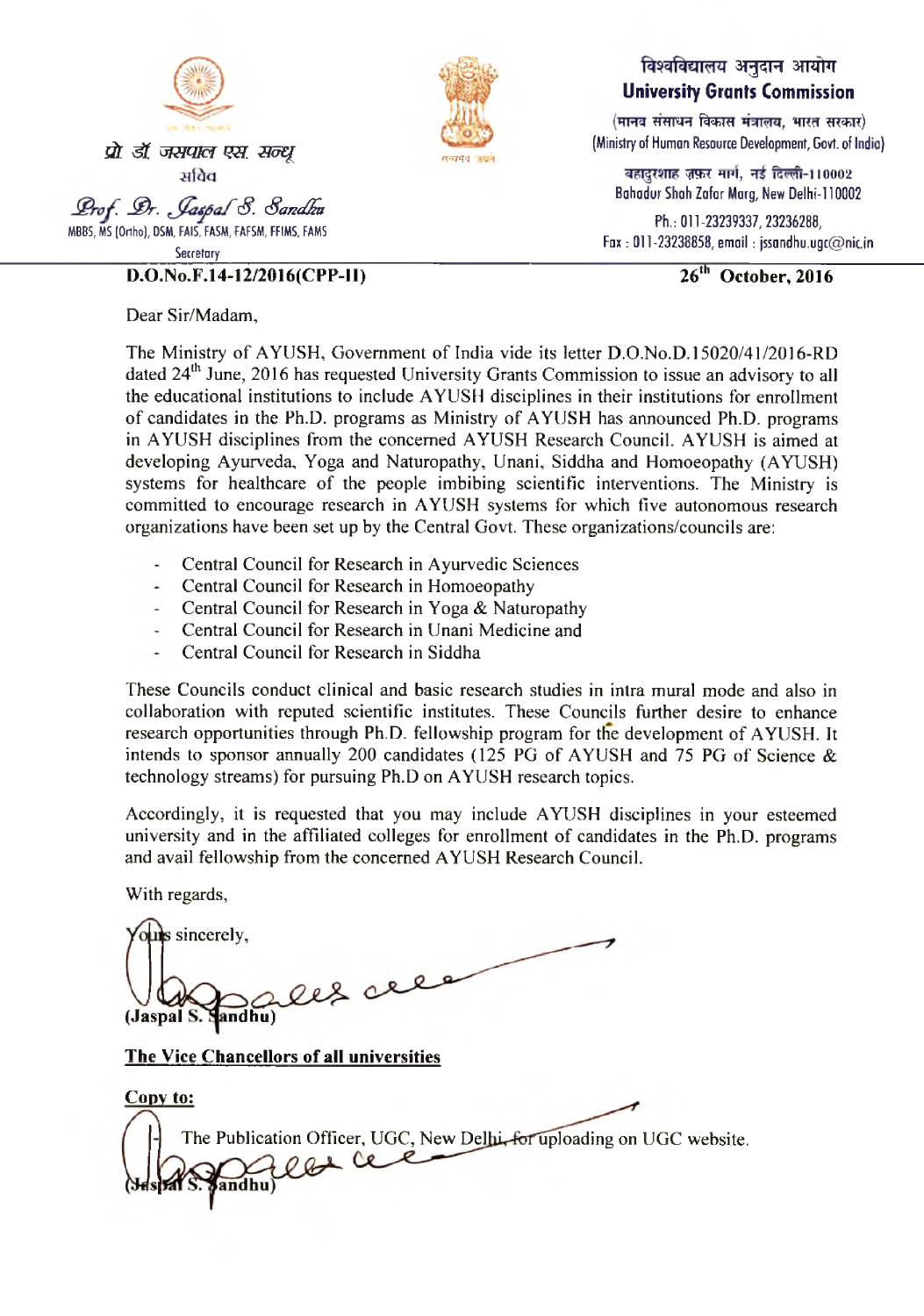प्रो. डॉ. जसपाल एस. सन्धू
सचिव

Prof. Dr. Jaspal S. Sandhu
MBBS, MS (Ortho), DSM, FAIS, FASM, FAFSM, FFIMS, FAMS
Secretary

विश्वविद्यालय अनुदान आयोग
**University Grants Commission**
(मानव संसाधन विकास मंत्रालय, भारत सरकार)
(Ministry of Human Resource Development, Govt. of India)

बहादुरशाह ज़फ़र मार्ग, नई दिल्ली-110002
Bahadur Shah Zafar Marg, New Delhi-110002
Ph.: 011-23239337, 23236288,
Fax : 011-23238858, email : jssandhu.ugc@nic.in

**D.O.No.F.14-12/2016(CPP-II)** **26th October, 2016**

Dear Sir/Madam,

The Ministry of AYUSH, Government of India vide its letter D.O.No.D.15020/41/2016-RD dated 24th June, 2016 has requested University Grants Commission to issue an advisory to all the educational institutions to include AYUSH disciplines in their institutions for enrollment of candidates in the Ph.D. programs as Ministry of AYUSH has announced Ph.D. programs in AYUSH disciplines from the concerned AYUSH Research Council. AYUSH is aimed at developing Ayurveda, Yoga and Naturopathy, Unani, Siddha and Homoeopathy (AYUSH) systems for healthcare of the people imbibing scientific interventions. The Ministry is committed to encourage research in AYUSH systems for which five autonomous research organizations have been set up by the Central Govt. These organizations/councils are:

- Central Council for Research in Ayurvedic Sciences
- Central Council for Research in Homoeopathy
- Central Council for Research in Yoga & Naturopathy
- Central Council for Research in Unani Medicine and
- Central Council for Research in Siddha

These Councils conduct clinical and basic research studies in intra mural mode and also in collaboration with reputed scientific institutes. These Councils further desire to enhance research opportunities through Ph.D. fellowship program for the development of AYUSH. It intends to sponsor annually 200 candidates (125 PG of AYUSH and 75 PG of Science & technology streams) for pursuing Ph.D on AYUSH research topics.

Accordingly, it is requested that you may include AYUSH disciplines in your esteemed university and in the affiliated colleges for enrollment of candidates in the Ph.D. programs and avail fellowship from the concerned AYUSH Research Council.

With regards,

Yours sincerely,

**(Jaspal S. Sandhu)**

**The Vice Chancellors of all universities**

**Copy to:**

- The Publication Officer, UGC, New Delhi, for uploading on UGC website.

**(Jaspal S. Sandhu)**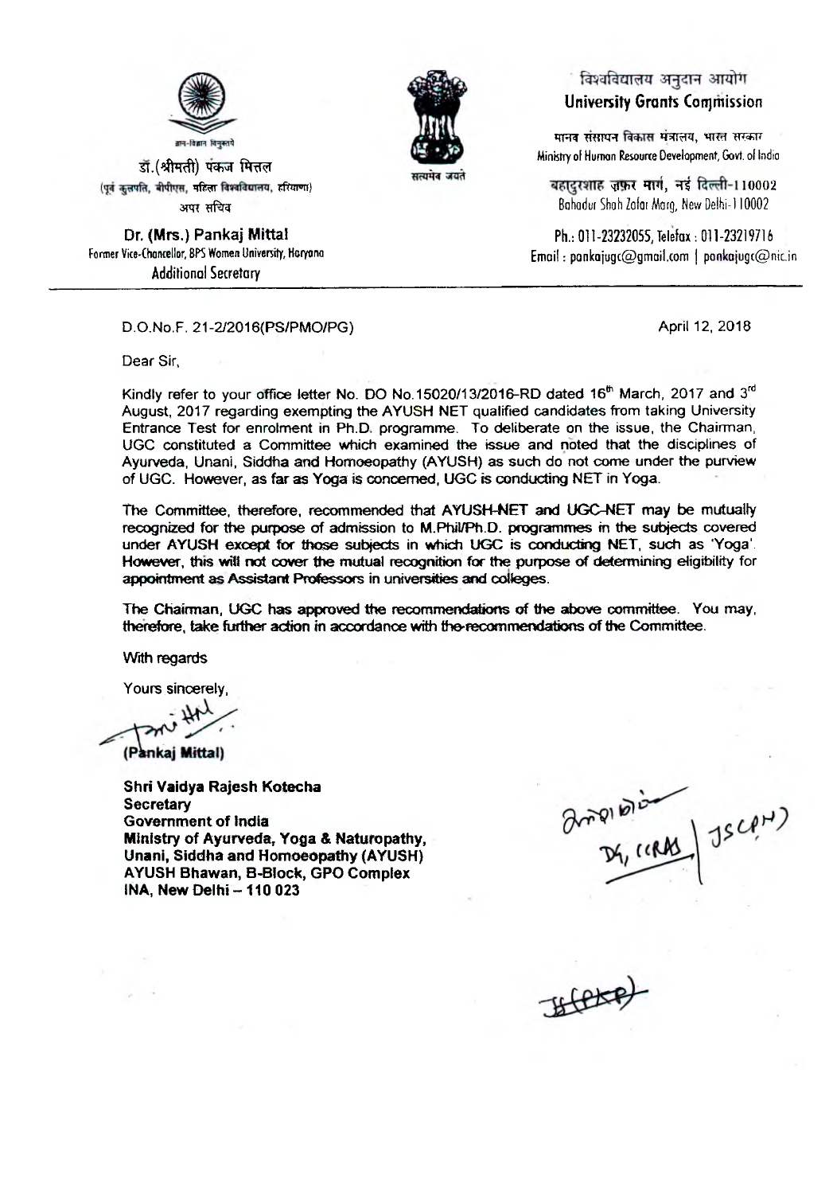ज्ञान-विज्ञान विमुक्तये

डॉ.(श्रीमती) पंकज मित्तल
(पूर्व कुलपति, बीपीएस, महिला विश्वविद्यालय, हरियाणा)
अपर सचिव

**Dr. (Mrs.) Pankaj Mittal**
Former Vice-Chancellor, BPS Women University, Haryana
Additional Secretary

सत्यमेव जयते

विश्वविद्यालय अनुदान आयोग
**University Grants Commission**

मानव संसाधन विकास मंत्रालय, भारत सरकार
Ministry of Human Resource Development, Govt. of India

बहादुरशाह ज़फ़र मार्ग, नई दिल्ली-110002
Bahadur Shah Zafar Marg, New Delhi-110002

Ph.: 011-23232055, Telefax : 011-23219716
Email : pankajugc@gmail.com | pankajugc@nic.in

---

D.O.No.F. 21-2/2016(PS/PMO/PG)

April 12, 2018

Dear Sir,

Kindly refer to your office letter No. DO No.15020/13/2016-RD dated 16th March, 2017 and 3rd August, 2017 regarding exempting the AYUSH NET qualified candidates from taking University Entrance Test for enrolment in Ph.D. programme. To deliberate on the issue, the Chairman, UGC constituted a Committee which examined the issue and noted that the disciplines of Ayurveda, Unani, Siddha and Homoeopathy (AYUSH) as such do not come under the purview of UGC. However, as far as Yoga is concerned, UGC is conducting NET in Yoga.

The Committee, therefore, recommended that AYUSH-NET and UGC-NET may be mutually recognized for the purpose of admission to M.Phil/Ph.D. programmes in the subjects covered under AYUSH except for those subjects in which UGC is conducting NET, such as 'Yoga'. However, this will not cover the mutual recognition for the purpose of determining eligibility for appointment as Assistant Professors in universities and colleges.

The Chairman, UGC has approved the recommendations of the above committee. You may, therefore, take further action in accordance with the recommendations of the Committee.

With regards

Yours sincerely,

**(Pankaj Mittal)**

**Shri Vaidya Rajesh Kotecha**
**Secretary**
**Government of India**
**Ministry of Ayurveda, Yoga & Naturopathy, Unani, Siddha and Homoeopathy (AYUSH)**
**AYUSH Bhawan, B-Block, GPO Complex**
**INA, New Delhi – 110 023**

DG, CCRAS | JS(PH)

JS(PKP)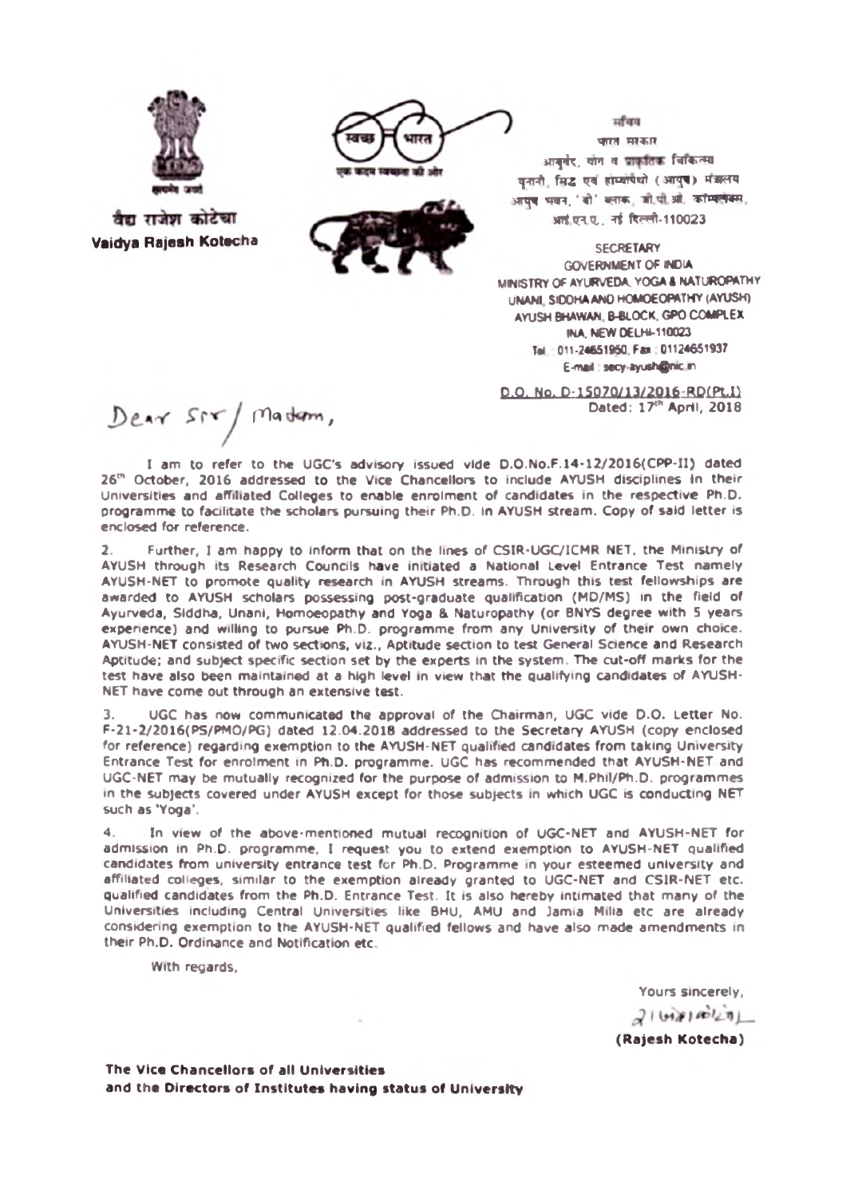वैद्य राजेश कोटेचा
Vaidya Rajesh Kotecha

सचिव
भारत सरकार
आयुर्वेद, योग व प्राकृतिक चिकित्सा
यूनानी, सिद्ध एवं होम्योपैथी (आयुष) मंत्रालय
आयुष भवन, 'बी' ब्लाक, जी.पी.ओ. काम्पलेक्स,
आई.एन.ए., नई दिल्ली-110023

SECRETARY
GOVERNMENT OF INDIA
MINISTRY OF AYURVEDA, YOGA & NATUROPATHY
UNANI, SIDDHA AND HOMOEOPATHY (AYUSH)
AYUSH BHAWAN, B-BLOCK, GPO COMPLEX
INA, NEW DELHI-110023
Tel.: 011-24651950, Fax: 01124651937
E-mail: secy-ayush@nic.in

D.O. No. D-15070/13/2016-RD(Pt.I)
Dated: 17th April, 2018

Dear Sir / Madam,

I am to refer to the UGC's advisory issued vide D.O.No.F.14-12/2016(CPP-II) dated 26th October, 2016 addressed to the Vice Chancellors to include AYUSH disciplines in their Universities and affiliated Colleges to enable enrolment of candidates in the respective Ph.D. programme to facilitate the scholars pursuing their Ph.D. in AYUSH stream. Copy of said letter is enclosed for reference.

2. Further, I am happy to inform that on the lines of CSIR-UGC/ICMR NET, the Ministry of AYUSH through its Research Councils have initiated a National Level Entrance Test namely AYUSH-NET to promote quality research in AYUSH streams. Through this test fellowships are awarded to AYUSH scholars possessing post-graduate qualification (MD/MS) in the field of Ayurveda, Siddha, Unani, Homoeopathy and Yoga & Naturopathy (or BNYS degree with 5 years experience) and willing to pursue Ph.D. programme from any University of their own choice. AYUSH-NET consisted of two sections, viz., Aptitude section to test General Science and Research Aptitude; and subject specific section set by the experts in the system. The cut-off marks for the test have also been maintained at a high level in view that the qualifying candidates of AYUSH-NET have come out through an extensive test.

3. UGC has now communicated the approval of the Chairman, UGC vide D.O. Letter No. F-21-2/2016(PS/PMO/PG) dated 12.04.2018 addressed to the Secretary AYUSH (copy enclosed for reference) regarding exemption to the AYUSH-NET qualified candidates from taking University Entrance Test for enrolment in Ph.D. programme. UGC has recommended that AYUSH-NET and UGC-NET may be mutually recognized for the purpose of admission to M.Phil/Ph.D. programmes in the subjects covered under AYUSH except for those subjects in which UGC is conducting NET such as 'Yoga'.

4. In view of the above-mentioned mutual recognition of UGC-NET and AYUSH-NET for admission in Ph.D. programme, I request you to extend exemption to AYUSH-NET qualified candidates from university entrance test for Ph.D. Programme in your esteemed university and affiliated colleges, similar to the exemption already granted to UGC-NET and CSIR-NET etc. qualified candidates from the Ph.D. Entrance Test. It is also hereby intimated that many of the Universities including Central Universities like BHU, AMU and Jamia Milia etc are already considering exemption to the AYUSH-NET qualified fellows and have also made amendments in their Ph.D. Ordinance and Notification etc.

With regards,

Yours sincerely,

**(Rajesh Kotecha)**

**The Vice Chancellors of all Universities**
**and the Directors of Institutes having status of University**